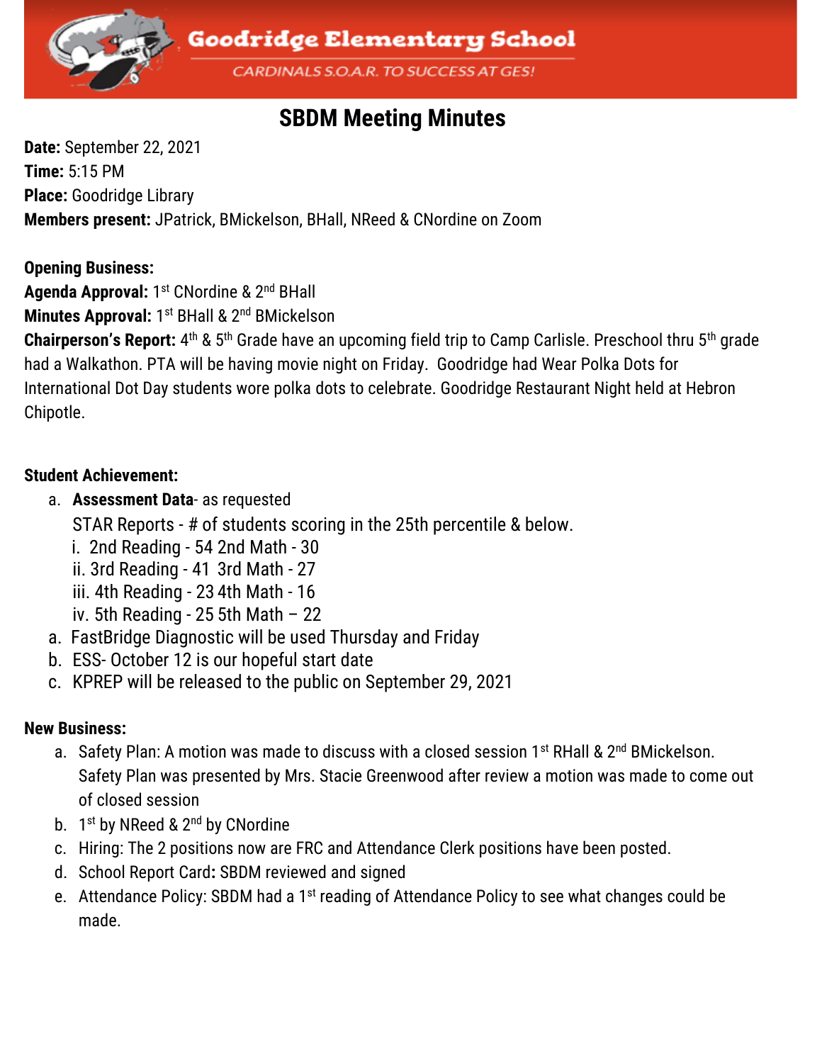# Goodridge Elementary School

CARDINALS S.O.A.R. TO SUCCESS AT GES!

## SBDM Meeting Minutes

**Date:** September 22, 2021
**Time:** 5:15 PM
**Place:** Goodridge Library
**Members present:** JPatrick, BMickelson, BHall, NReed & CNordine on Zoom

**Opening Business:**
**Agenda Approval:** 1st CNordine & 2nd BHall
**Minutes Approval:** 1st BHall & 2nd BMickelson
**Chairperson's Report:** 4th & 5th Grade have an upcoming field trip to Camp Carlisle. Preschool thru 5th grade had a Walkathon. PTA will be having movie night on Friday. Goodridge had Wear Polka Dots for International Dot Day students wore polka dots to celebrate. Goodridge Restaurant Night held at Hebron Chipotle.

**Student Achievement:**

a. **Assessment Data**- as requested
   STAR Reports - # of students scoring in the 25th percentile & below.
   i. 2nd Reading - 54 2nd Math - 30
   ii. 3rd Reading - 41 3rd Math - 27
   iii. 4th Reading - 23 4th Math - 16
   iv. 5th Reading - 25 5th Math – 22

a. FastBridge Diagnostic will be used Thursday and Friday
b. ESS- October 12 is our hopeful start date
c. KPREP will be released to the public on September 29, 2021

**New Business:**

a. Safety Plan: A motion was made to discuss with a closed session 1st RHall & 2nd BMickelson. Safety Plan was presented by Mrs. Stacie Greenwood after review a motion was made to come out of closed session
b. 1st by NReed & 2nd by CNordine
c. Hiring: The 2 positions now are FRC and Attendance Clerk positions have been posted.
d. School Report Card**:** SBDM reviewed and signed
e. Attendance Policy: SBDM had a 1st reading of Attendance Policy to see what changes could be made.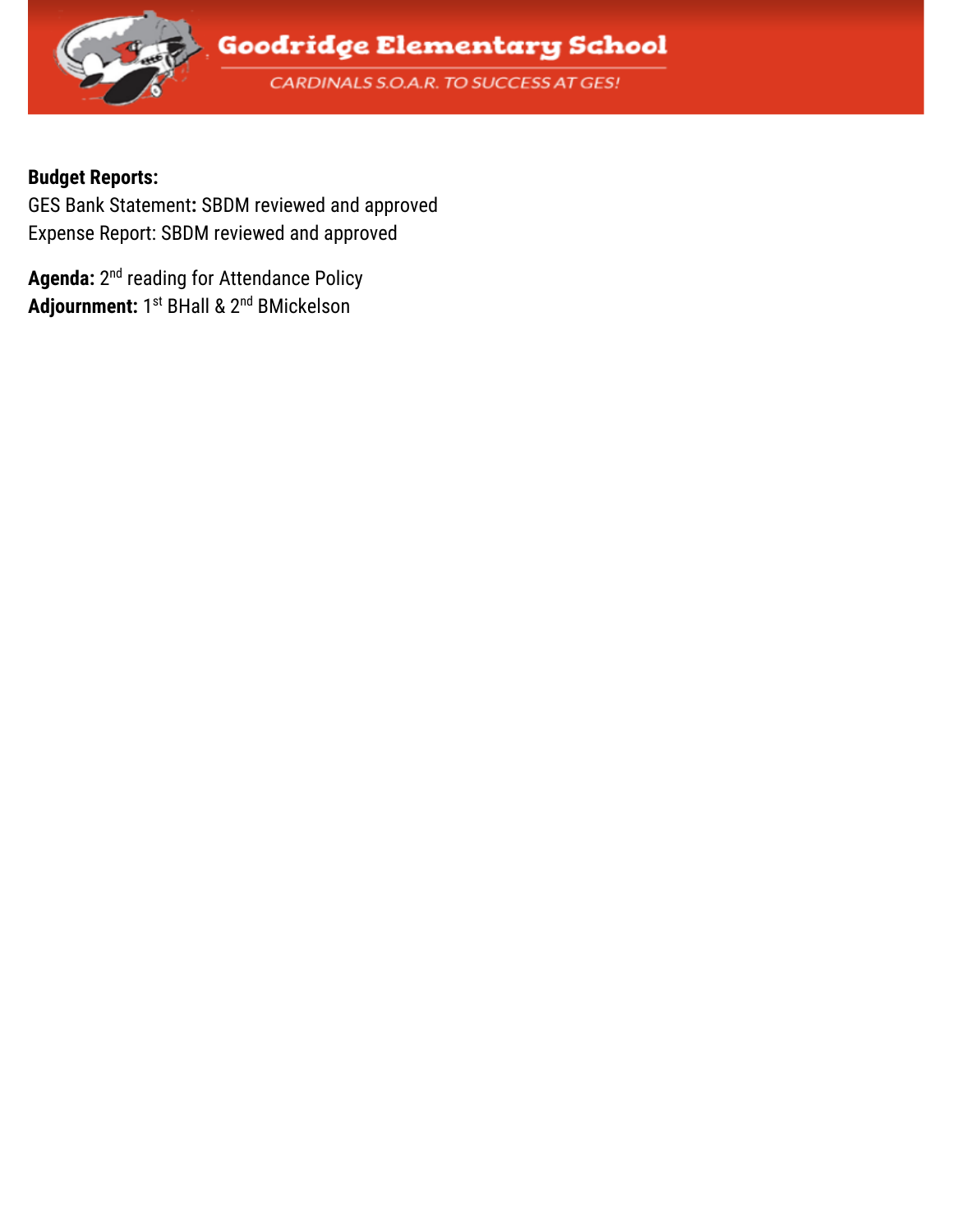**Budget Reports:**

GES Bank Statement**:** SBDM reviewed and approved

Expense Report: SBDM reviewed and approved

**Agenda:** 2nd reading for Attendance Policy

**Adjournment:** 1st BHall & 2nd BMickelson